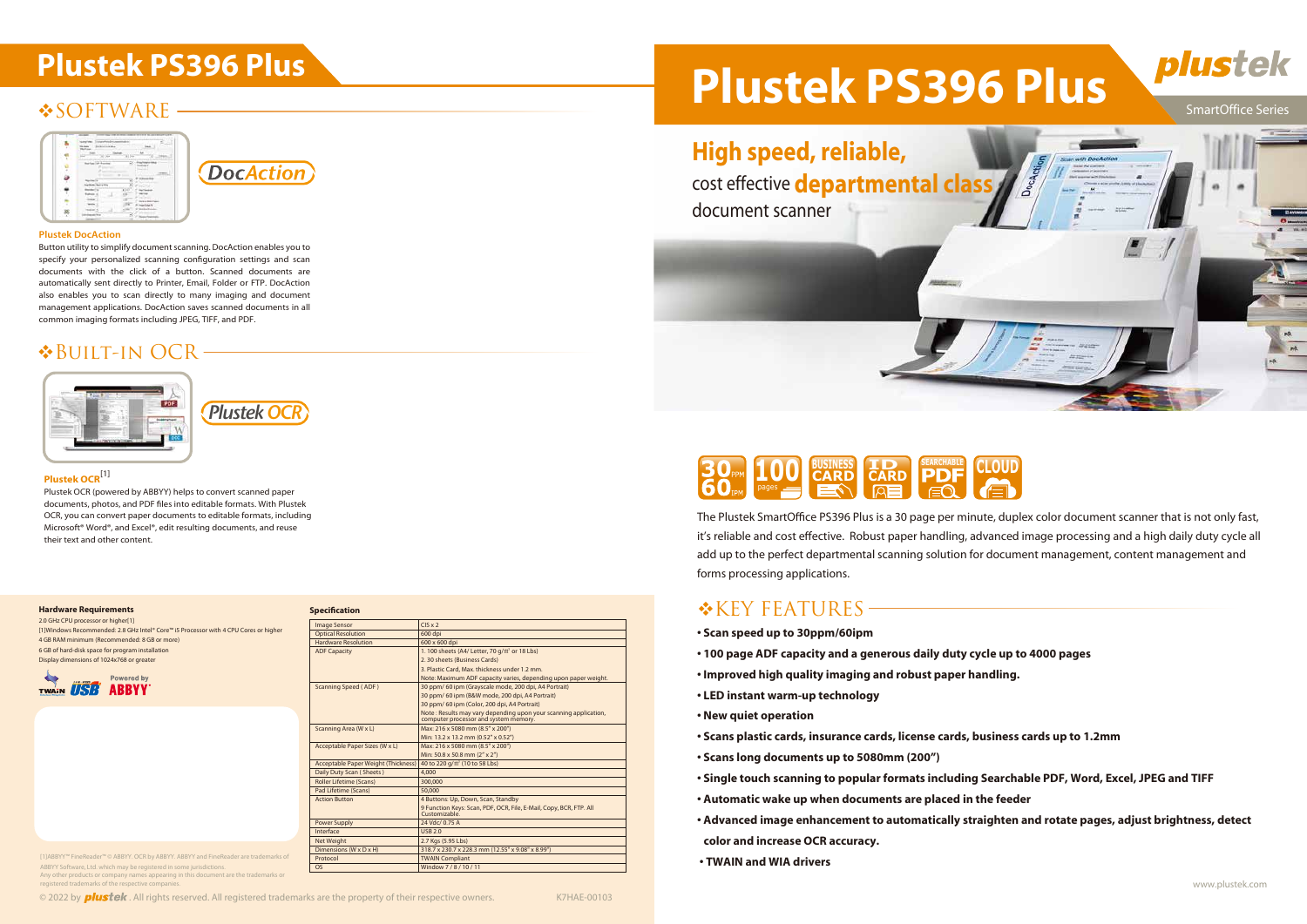# Plustek PS396 Plus

SmartOffice Series

## High speed, reliable, cost effective departmental class document scanner

30 PPM 60 IPM | 100 pages | BUSINESS CARD | ID CARD | SEARCHABLE PDF | CLOUD

The Plustek SmartOffice PS396 Plus is a 30 page per minute, duplex color document scanner that is not only fast, it's reliable and cost effective. Robust paper handling, advanced image processing and a high daily duty cycle all add up to the perfect departmental scanning solution for document management, content management and forms processing applications.

## KEY FEATURES

- **Scan speed up to 30ppm/60ipm**
- **100 page ADF capacity and a generous daily duty cycle up to 4000 pages**
- **Improved high quality imaging and robust paper handling.**
- **LED instant warm-up technology**
- **New quiet operation**
- **Scans plastic cards, insurance cards, license cards, business cards up to 1.2mm**
- **Scans long documents up to 5080mm (200")**
- **Single touch scanning to popular formats including Searchable PDF, Word, Excel, JPEG and TIFF**
- **Automatic wake up when documents are placed in the feeder**
- **Advanced image enhancement to automatically straighten and rotate pages, adjust brightness, detect color and increase OCR accuracy.**
- **TWAIN and WIA drivers**

www.plustek.com

## SOFTWARE

DocAction

### Plustek DocAction

Button utility to simplify document scanning. DocAction enables you to specify your personalized scanning configuration settings and scan documents with the click of a button. Scanned documents are automatically sent directly to Printer, Email, Folder or FTP. DocAction also enables you to scan directly to many imaging and document management applications. DocAction saves scanned documents in all common imaging formats including JPEG, TIFF, and PDF.

## BUILT-IN OCR

Plustek OCR

### Plustek OCR[1]

Plustek OCR (powered by ABBYY) helps to convert scanned paper documents, photos, and PDF files into editable formats. With Plustek OCR, you can convert paper documents to editable formats, including Microsoft® Word®, and Excel®, edit resulting documents, and reuse their text and other content.

### Hardware Requirements

2.0 GHz CPU processor or higher[1]

[1]Windows Recommended: 2.8 GHz Intel® Core™ i5 Processor with 4 CPU Cores or higher

4 GB RAM minimum (Recommended: 8 GB or more)

6 GB of hard-disk space for program installation

Display dimensions of 1024x768 or greater

TWAIN | USB | Powered by ABBYY

### Specification

| | |
|---|---|
| Image Sensor | CIS x 2 |
| Optical Resolution | 600 dpi |
| Hardware Resolution | 600 x 600 dpi |
| ADF Capacity | 1. 100 sheets (A4/ Letter, 70 g/m² or 18 Lbs)<br>2. 30 sheets (Business Cards)<br>3. Plastic Card, Max. thickness under 1.2 mm.<br>Note: Maximum ADF capacity varies, depending upon paper weight. |
| Scanning Speed ( ADF ) | 30 ppm/ 60 ipm (Grayscale mode, 200 dpi, A4 Portrait)<br>30 ppm/ 60 ipm (B&W mode, 200 dpi, A4 Portrait)<br>30 ppm/ 60 ipm (Color, 200 dpi, A4 Portrait)<br>Note : Results may vary depending upon your scanning application, computer processor and system memory. |
| Scanning Area (W x L) | Max: 216 x 5080 mm (8.5" x 200")<br>Min: 13.2 x 13.2 mm (0.52" x 0.52") |
| Acceptable Paper Sizes (W x L) | Max: 216 x 5080 mm (8.5" x 200")<br>Min: 50.8 x 50.8 mm (2" x 2") |
| Acceptable Paper Weight (Thickness) | 40 to 220 g/m² (10 to 58 Lbs) |
| Daily Duty Scan ( Sheets ) | 4,000 |
| Roller Lifetime (Scans) | 300,000 |
| Pad Lifetime (Scans) | 50,000 |
| Action Button | 4 Buttons: Up, Down, Scan, Standby<br>9 Function Keys: Scan, PDF, OCR, File, E-Mail, Copy, BCR, FTP. All Customizable. |
| Power Supply | 24 Vdc/ 0.75 A |
| Interface | USB 2.0 |
| Net Weight | 2.7 Kgs (5.95 Lbs) |
| Dimensions (W x D x H) | 318.7 x 230.7 x 228.3 mm (12.55" x 9.08" x 8.99") |
| Protocol | TWAIN Compliant |
| OS | Window 7 / 8 / 10 / 11 |

[1]ABBYY™ FineReader™ © ABBYY. OCR by ABBYY. ABBYY and FineReader are trademarks of ABBYY Software, Ltd. which may be registered in some jurisdictions.
Any other products or company names appearing in this document are the trademarks or registered trademarks of the respective companies.

© 2022 by plustek. All rights reserved. All registered trademarks are the property of their respective owners. K7HAE-00103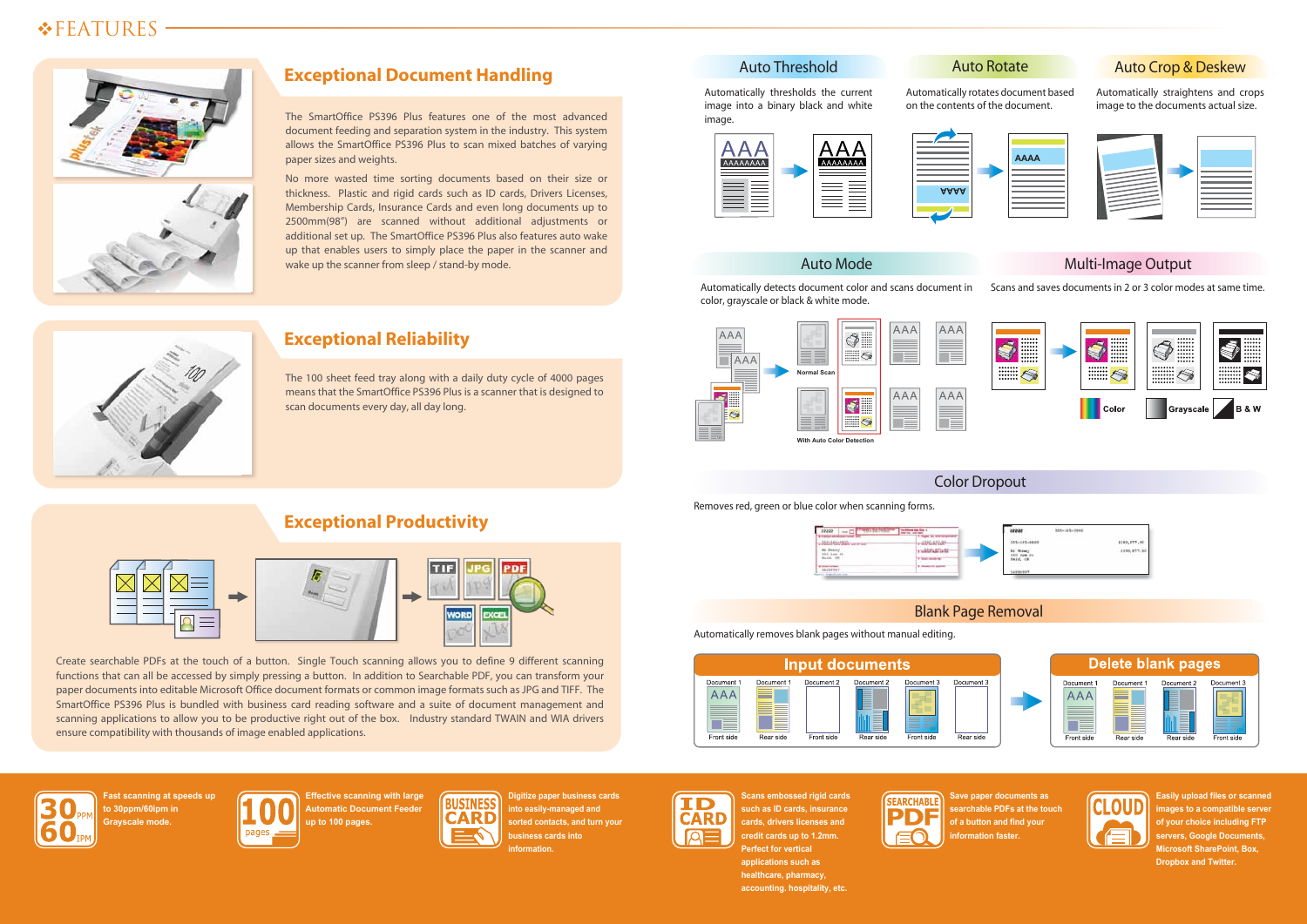# ❖FEATURES

## Exceptional Document Handling

The SmartOffice PS396 Plus features one of the most advanced document feeding and separation system in the industry. This system allows the SmartOffice PS396 Plus to scan mixed batches of varying paper sizes and weights.

No more wasted time sorting documents based on their size or thickness. Plastic and rigid cards such as ID cards, Drivers Licenses, Membership Cards, Insurance Cards and even long documents up to 2500mm(98") are scanned without additional adjustments or additional set up. The SmartOffice PS396 Plus also features auto wake up that enables users to simply place the paper in the scanner and wake up the scanner from sleep / stand-by mode.

## Exceptional Reliability

The 100 sheet feed tray along with a daily duty cycle of 4000 pages means that the SmartOffice PS396 Plus is a scanner that is designed to scan documents every day, all day long.

## Exceptional Productivity

Create searchable PDFs at the touch of a button. Single Touch scanning allows you to define 9 different scanning functions that can all be accessed by simply pressing a button. In addition to Searchable PDF, you can transform your paper documents into editable Microsoft Office document formats or common image formats such as JPG and TIFF. The SmartOffice PS396 Plus is bundled with business card reading software and a suite of document management and scanning applications to allow you to be productive right out of the box. Industry standard TWAIN and WIA drivers ensure compatibility with thousands of image enabled applications.

### Auto Threshold

Automatically thresholds the current image into a binary black and white image.

### Auto Rotate

Automatically rotates document based on the contents of the document.

### Auto Crop & Deskew

Automatically straightens and crops image to the documents actual size.

### Auto Mode

Automatically detects document color and scans document in color, grayscale or black & white mode.

Normal Scan

With Auto Color Detection

### Multi-Image Output

Scans and saves documents in 2 or 3 color modes at same time.

Color  Grayscale  B & W

### Color Dropout

Removes red, green or blue color when scanning forms.

### Blank Page Removal

Automatically removes blank pages without manual editing.

**Input documents**

Document 1 Front side, Document 1 Rear side, Document 2 Front side, Document 2 Rear side, Document 3 Front side, Document 3 Rear side

**Delete blank pages**

Document 1 Front side, Document 1 Rear side, Document 2 Rear side, Document 3 Front side

---

**30 PPM / 60 IPM** — Fast scanning at speeds up to 30ppm/60ipm in Grayscale mode.

**100 pages** — Effective scanning with large Automatic Document Feeder up to 100 pages.

**BUSINESS CARD** — Digitize paper business cards into easily-managed and sorted contacts, and turn your business cards into information.

**ID CARD** — Scans embossed rigid cards such as ID cards, insurance cards, drivers licenses and credit cards up to 1.2mm. Perfect for vertical applications such as healthcare, pharmacy, accounting, hospitality, etc.

**SEARCHABLE PDF** — Save paper documents as searchable PDFs at the touch of a button and find your information faster.

**CLOUD** — Easily upload files or scanned images to a compatible server of your choice including FTP servers, Google Documents, Microsoft SharePoint, Box, Dropbox and Twitter.